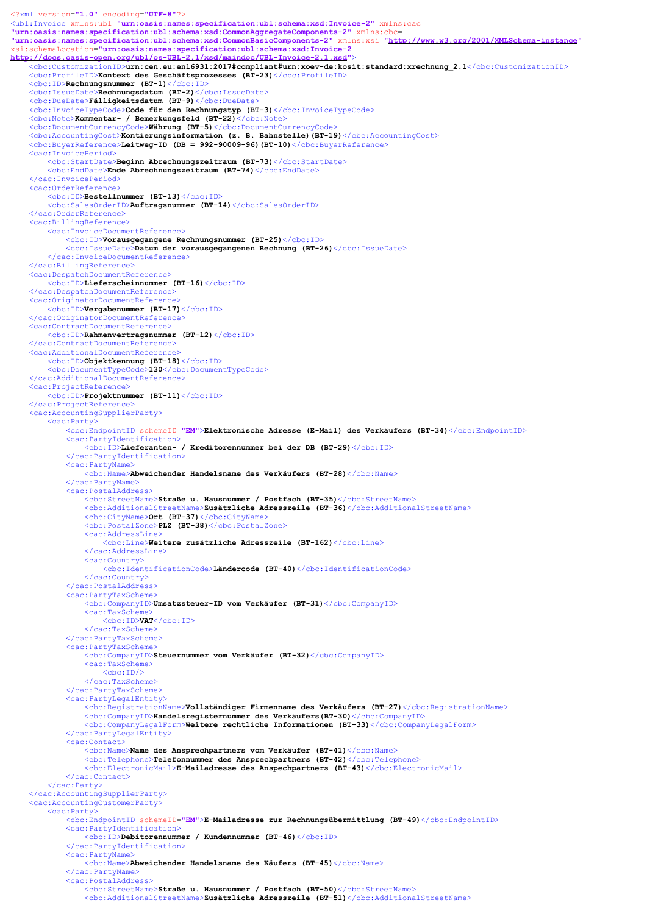```xml
<?xml version="1.0" encoding="UTF-8"?>
<ubl:Invoice xmlns:ubl="urn:oasis:names:specification:ubl:schema:xsd:Invoice-2" xmlns:cac=
"urn:oasis:names:specification:ubl:schema:xsd:CommonAggregateComponents-2" xmlns:cbc=
"urn:oasis:names:specification:ubl:schema:xsd:CommonBasicComponents-2" xmlns:xsi="http://www.w3.org/2001/XMLSchema-instance"
xsi:schemaLocation="urn:oasis:names:specification:ubl:schema:xsd:Invoice-2
http://docs.oasis-open.org/ubl/os-UBL-2.1/xsd/maindoc/UBL-Invoice-2.1.xsd">
    <cbc:CustomizationID>urn:cen.eu:en16931:2017#compliant#urn:xoev-de:kosit:standard:xrechnung_2.1</cbc:CustomizationID>
    <cbc:ProfileID>Kontext des Geschäftsprozesses (BT-23)</cbc:ProfileID>
    <cbc:ID>Rechnungsnummer (BT-1)</cbc:ID>
    <cbc:IssueDate>Rechnungsdatum (BT-2)</cbc:IssueDate>
    <cbc:DueDate>Fälligkeitsdatum (BT-9)</cbc:DueDate>
    <cbc:InvoiceTypeCode>Code für den Rechnungstyp (BT-3)</cbc:InvoiceTypeCode>
    <cbc:Note>Kommentar- / Bemerkungsfeld (BT-22)</cbc:Note>
    <cbc:DocumentCurrencyCode>Währung (BT-5)</cbc:DocumentCurrencyCode>
    <cbc:AccountingCost>Kontierungsinformation (z. B. Bahnstelle)(BT-19)</cbc:AccountingCost>
    <cbc:BuyerReference>Leitweg-ID (DB = 992-90009-96)(BT-10)</cbc:BuyerReference>
    <cac:InvoicePeriod>
        <cbc:StartDate>Beginn Abrechnungszeitraum (BT-73)</cbc:StartDate>
        <cbc:EndDate>Ende Abrechnungszeitraum (BT-74)</cbc:EndDate>
    </cac:InvoicePeriod>
    <cac:OrderReference>
        <cbc:ID>Bestellnummer (BT-13)</cbc:ID>
        <cbc:SalesOrderID>Auftragsnummer (BT-14)</cbc:SalesOrderID>
    </cac:OrderReference>
    <cac:BillingReference>
        <cac:InvoiceDocumentReference>
            <cbc:ID>Vorausgegangene Rechnungsnummer (BT-25)</cbc:ID>
            <cbc:IssueDate>Datum der vorausgegangenen Rechnung (BT-26)</cbc:IssueDate>
        </cac:InvoiceDocumentReference>
    </cac:BillingReference>
    <cac:DespatchDocumentReference>
        <cbc:ID>Lieferscheinnummer (BT-16)</cbc:ID>
    </cac:DespatchDocumentReference>
    <cac:OriginatorDocumentReference>
        <cbc:ID>Vergabenummer (BT-17)</cbc:ID>
    </cac:OriginatorDocumentReference>
    <cac:ContractDocumentReference>
        <cbc:ID>Rahmenvertragsnummer (BT-12)</cbc:ID>
    </cac:ContractDocumentReference>
    <cac:AdditionalDocumentReference>
        <cbc:ID>Objektkennung (BT-18)</cbc:ID>
        <cbc:DocumentTypeCode>130</cbc:DocumentTypeCode>
    </cac:AdditionalDocumentReference>
    <cac:ProjectReference>
        <cbc:ID>Projektnummer (BT-11)</cbc:ID>
    </cac:ProjectReference>
    <cac:AccountingSupplierParty>
        <cac:Party>
            <cbc:EndpointID schemeID="EM">Elektronische Adresse (E-Mail) des Verkäufers (BT-34)</cbc:EndpointID>
            <cac:PartyIdentification>
                <cbc:ID>Lieferanten- / Kreditorennummer bei der DB (BT-29)</cbc:ID>
            </cac:PartyIdentification>
            <cac:PartyName>
                <cbc:Name>Abweichender Handelsname des Verkäufers (BT-28)</cbc:Name>
            </cac:PartyName>
            <cac:PostalAddress>
                <cbc:StreetName>Straße u. Hausnummer / Postfach (BT-35)</cbc:StreetName>
                <cbc:AdditionalStreetName>Zusätzliche Adresszeile (BT-36)</cbc:AdditionalStreetName>
                <cbc:CityName>Ort (BT-37)</cbc:CityName>
                <cbc:PostalZone>PLZ (BT-38)</cbc:PostalZone>
                <cac:AddressLine>
                    <cbc:Line>Weitere zusätzliche Adresszeile (BT-162)</cbc:Line>
                </cac:AddressLine>
                <cac:Country>
                    <cbc:IdentificationCode>Ländercode (BT-40)</cbc:IdentificationCode>
                </cac:Country>
            </cac:PostalAddress>
            <cac:PartyTaxScheme>
                <cbc:CompanyID>Umsatzsteuer-ID vom Verkäufer (BT-31)</cbc:CompanyID>
                <cac:TaxScheme>
                    <cbc:ID>VAT</cbc:ID>
                </cac:TaxScheme>
            </cac:PartyTaxScheme>
            <cac:PartyTaxScheme>
                <cbc:CompanyID>Steuernummer vom Verkäufer (BT-32)</cbc:CompanyID>
                <cac:TaxScheme>
                    <cbc:ID/>
                </cac:TaxScheme>
            </cac:PartyTaxScheme>
            <cac:PartyLegalEntity>
                <cbc:RegistrationName>Vollständiger Firmenname des Verkäufers (BT-27)</cbc:RegistrationName>
                <cbc:CompanyID>Handelsregisternummer des Verkäufers(BT-30)</cbc:CompanyID>
                <cbc:CompanyLegalForm>Weitere rechtliche Informationen (BT-33)</cbc:CompanyLegalForm>
            </cac:PartyLegalEntity>
            <cac:Contact>
                <cbc:Name>Name des Ansprechpartners vom Verkäufer (BT-41)</cbc:Name>
                <cbc:Telephone>Telefonnummer des Ansprechpartners (BT-42)</cbc:Telephone>
                <cbc:ElectronicMail>E-Mailadresse des Anspechpartners (BT-43)</cbc:ElectronicMail>
            </cac:Contact>
        </cac:Party>
    </cac:AccountingSupplierParty>
    <cac:AccountingCustomerParty>
        <cac:Party>
            <cbc:EndpointID schemeID="EM">E-Mailadresse zur Rechnungsübermittlung (BT-49)</cbc:EndpointID>
            <cac:PartyIdentification>
                <cbc:ID>Debitorennummer / Kundennummer (BT-46)</cbc:ID>
            </cac:PartyIdentification>
            <cac:PartyName>
                <cbc:Name>Abweichender Handelsname des Käufers (BT-45)</cbc:Name>
            </cac:PartyName>
            <cac:PostalAddress>
                <cbc:StreetName>Straße u. Hausnummer / Postfach (BT-50)</cbc:StreetName>
                <cbc:AdditionalStreetName>Zusätzliche Adresszeile (BT-51)</cbc:AdditionalStreetName>
```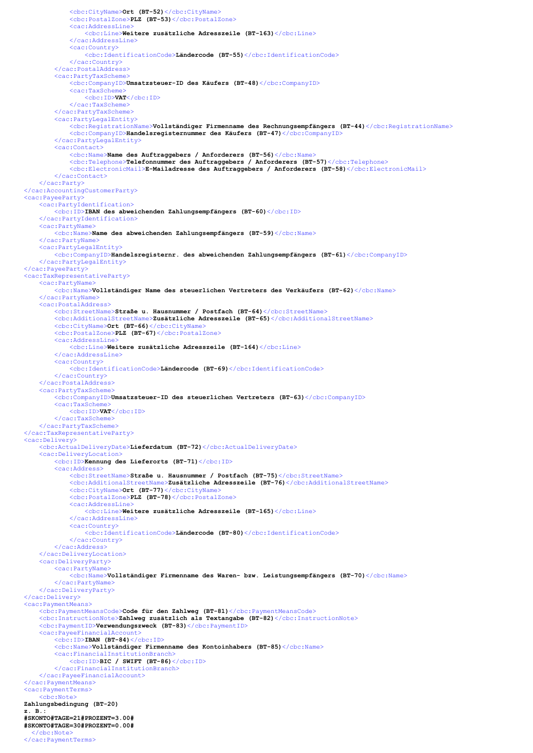```
            <cbc:CityName>Ort (BT-52)</cbc:CityName>
            <cbc:PostalZone>PLZ (BT-53)</cbc:PostalZone>
            <cac:AddressLine>
                <cbc:Line>Weitere zusätzliche Adresszeile (BT-163)</cbc:Line>
            </cac:AddressLine>
            <cac:Country>
                <cbc:IdentificationCode>Ländercode (BT-55)</cbc:IdentificationCode>
            </cac:Country>
        </cac:PostalAddress>
        <cac:PartyTaxScheme>
            <cbc:CompanyID>Umsatzsteuer-ID des Käufers (BT-48)</cbc:CompanyID>
            <cac:TaxScheme>
                <cbc:ID>VAT</cbc:ID>
            </cac:TaxScheme>
        </cac:PartyTaxScheme>
        <cac:PartyLegalEntity>
            <cbc:RegistrationName>Vollständiger Firmenname des Rechnungsempfängers (BT-44)</cbc:RegistrationName>
            <cbc:CompanyID>Handelsregisternummer des Käufers (BT-47)</cbc:CompanyID>
        </cac:PartyLegalEntity>
        <cac:Contact>
            <cbc:Name>Name des Auftraggebers / Anforderers (BT-56)</cbc:Name>
            <cbc:Telephone>Telefonnummer des Auftraggebers / Anforderers (BT-57)</cbc:Telephone>
            <cbc:ElectronicMail>E-Mailadresse des Auftraggebers / Anforderers (BT-58)</cbc:ElectronicMail>
        </cac:Contact>
    </cac:Party>
</cac:AccountingCustomerParty>
<cac:PayeeParty>
    <cac:PartyIdentification>
        <cbc:ID>IBAN des abweichenden Zahlungsempfängers (BT-60)</cbc:ID>
    </cac:PartyIdentification>
    <cac:PartyName>
        <cbc:Name>Name des abweichenden Zahlungsempfängers (BT-59)</cbc:Name>
    </cac:PartyName>
    <cac:PartyLegalEntity>
        <cbc:CompanyID>Handelsregisternr. des abweichenden Zahlungsempfängers (BT-61)</cbc:CompanyID>
    </cac:PartyLegalEntity>
</cac:PayeeParty>
<cac:TaxRepresentativeParty>
    <cac:PartyName>
        <cbc:Name>Vollständiger Name des steuerlichen Vertreters des Verkäufers (BT-62)</cbc:Name>
    </cac:PartyName>
    <cac:PostalAddress>
        <cbc:StreetName>Straße u. Hausnummer / Postfach (BT-64)</cbc:StreetName>
        <cbc:AdditionalStreetName>Zusätzliche Adresszeile (BT-65)</cbc:AdditionalStreetName>
        <cbc:CityName>Ort (BT-66)</cbc:CityName>
        <cbc:PostalZone>PLZ (BT-67)</cbc:PostalZone>
        <cac:AddressLine>
            <cbc:Line>Weitere zusätzliche Adresszeile (BT-164)</cbc:Line>
        </cac:AddressLine>
        <cac:Country>
            <cbc:IdentificationCode>Ländercode (BT-69)</cbc:IdentificationCode>
        </cac:Country>
    </cac:PostalAddress>
    <cac:PartyTaxScheme>
        <cbc:CompanyID>Umsatzsteuer-ID des steuerlichen Vertreters (BT-63)</cbc:CompanyID>
        <cac:TaxScheme>
            <cbc:ID>VAT</cbc:ID>
        </cac:TaxScheme>
    </cac:PartyTaxScheme>
</cac:TaxRepresentativeParty>
<cac:Delivery>
    <cbc:ActualDeliveryDate>Lieferdatum (BT-72)</cbc:ActualDeliveryDate>
    <cac:DeliveryLocation>
        <cbc:ID>Kennung des Lieferorts (BT-71)</cbc:ID>
        <cac:Address>
            <cbc:StreetName>Straße u. Hausnummer / Postfach (BT-75)</cbc:StreetName>
            <cbc:AdditionalStreetName>Zusätzliche Adresszeile (BT-76)</cbc:AdditionalStreetName>
            <cbc:CityName>Ort (BT-77)</cbc:CityName>
            <cbc:PostalZone>PLZ (BT-78)</cbc:PostalZone>
            <cac:AddressLine>
                <cbc:Line>Weitere zusätzliche Adresszeile (BT-165)</cbc:Line>
            </cac:AddressLine>
            <cac:Country>
                <cbc:IdentificationCode>Ländercode (BT-80)</cbc:IdentificationCode>
            </cac:Country>
        </cac:Address>
    </cac:DeliveryLocation>
    <cac:DeliveryParty>
        <cac:PartyName>
            <cbc:Name>Vollständiger Firmenname des Waren- bzw. Leistungsempfängers (BT-70)</cbc:Name>
        </cac:PartyName>
    </cac:DeliveryParty>
</cac:Delivery>
<cac:PaymentMeans>
    <cbc:PaymentMeansCode>Code für den Zahlweg (BT-81)</cbc:PaymentMeansCode>
    <cbc:InstructionNote>Zahlweg zusätzlich als Textangabe (BT-82)</cbc:InstructionNote>
    <cbc:PaymentID>Verwendungszweck (BT-83)</cbc:PaymentID>
    <cac:PayeeFinancialAccount>
        <cbc:ID>IBAN (BT-84)</cbc:ID>
        <cbc:Name>Vollständiger Firmenname des Kontoinhabers (BT-85)</cbc:Name>
        <cac:FinancialInstitutionBranch>
            <cbc:ID>BIC / SWIFT (BT-86)</cbc:ID>
        </cac:FinancialInstitutionBranch>
    </cac:PayeeFinancialAccount>
</cac:PaymentMeans>
<cac:PaymentTerms>
    <cbc:Note>
Zahlungsbedingung (BT-20)
z. B.:
#SKONTO#TAGE=21#PROZENT=3.00#
#SKONTO#TAGE=30#PROZENT=0.00#
  </cbc:Note>
</cac:PaymentTerms>
```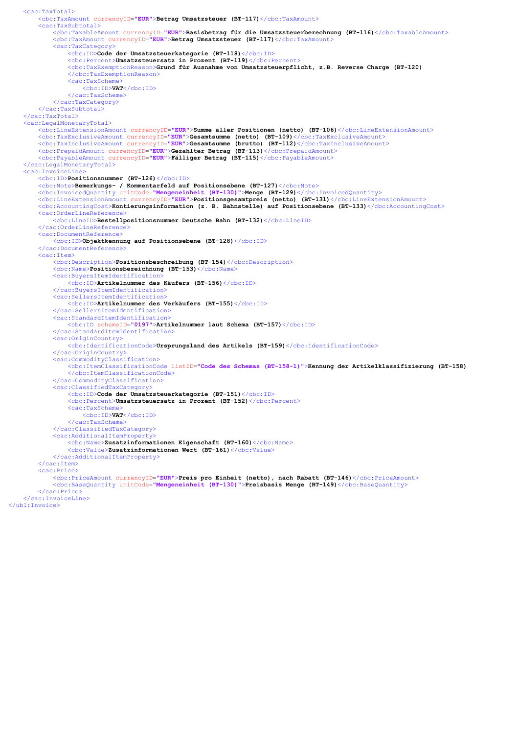```xml
    <cac:TaxTotal>
        <cbc:TaxAmount currencyID="EUR">Betrag Umsatzsteuer (BT-117)</cbc:TaxAmount>
        <cac:TaxSubtotal>
            <cbc:TaxableAmount currencyID="EUR">Basisbetrag für die Umsatzsteuerberechnung (BT-116)</cbc:TaxableAmount>
            <cbc:TaxAmount currencyID="EUR">Betrag Umsatzsteuer (BT-117)</cbc:TaxAmount>
            <cac:TaxCategory>
                <cbc:ID>Code der Umsatzsteuerkategorie (BT-118)</cbc:ID>
                <cbc:Percent>Umsatzsteuersatz in Prozent (BT-119)</cbc:Percent>
                <cbc:TaxExemptionReason>Grund für Ausnahme von Umsatzsteuerpflicht, z.B. Reverse Charge (BT-120)
                </cbc:TaxExemptionReason>
                <cac:TaxScheme>
                    <cbc:ID>VAT</cbc:ID>
                </cac:TaxScheme>
            </cac:TaxCategory>
        </cac:TaxSubtotal>
    </cac:TaxTotal>
    <cac:LegalMonetaryTotal>
        <cbc:LineExtensionAmount currencyID="EUR">Summe aller Positionen (netto) (BT-106)</cbc:LineExtensionAmount>
        <cbc:TaxExclusiveAmount currencyID="EUR">Gesamtsumme (netto) (BT-109)</cbc:TaxExclusiveAmount>
        <cbc:TaxInclusiveAmount currencyID="EUR">Gesamtsumme (brutto) (BT-112)</cbc:TaxInclusiveAmount>
        <cbc:PrepaidAmount currencyID="EUR">Gezahlter Betrag (BT-113)</cbc:PrepaidAmount>
        <cbc:PayableAmount currencyID="EUR">Fälliger Betrag (BT-115)</cbc:PayableAmount>
    </cac:LegalMonetaryTotal>
    <cac:InvoiceLine>
        <cbc:ID>Positionsnummer (BT-126)</cbc:ID>
        <cbc:Note>Bemerkungs- / Kommentarfeld auf Positionsebene (BT-127)</cbc:Note>
        <cbc:InvoicedQuantity unitCode="Mengeneinheit (BT-130)">Menge (BT-129)</cbc:InvoicedQuantity>
        <cbc:LineExtensionAmount currencyID="EUR">Positionsgesamtpreis (netto) (BT-131)</cbc:LineExtensionAmount>
        <cbc:AccountingCost>Kontierungsinformation (z. B. Bahnstelle) auf Positionsebene (BT-133)</cbc:AccountingCost>
        <cac:OrderLineReference>
            <cbc:LineID>Bestellpositionsnummer Deutsche Bahn (BT-132)</cbc:LineID>
        </cac:OrderLineReference>
        <cac:DocumentReference>
            <cbc:ID>Objektkennung auf Positionsebene (BT-128)</cbc:ID>
        </cac:DocumentReference>
        <cac:Item>
            <cbc:Description>Positionsbeschreibung (BT-154)</cbc:Description>
            <cbc:Name>Positionsbezeichnung (BT-153)</cbc:Name>
            <cac:BuyersItemIdentification>
                <cbc:ID>Artikelnummer des Käufers (BT-156)</cbc:ID>
            </cac:BuyersItemIdentification>
            <cac:SellersItemIdentification>
                <cbc:ID>Artikelnummer des Verkäufers (BT-155)</cbc:ID>
            </cac:SellersItemIdentification>
            <cac:StandardItemIdentification>
                <cbc:ID schemeID="0197">Artikelnummer laut Schema (BT-157)</cbc:ID>
            </cac:StandardItemIdentification>
            <cac:OriginCountry>
                <cbc:IdentificationCode>Ursprungsland des Artikels (BT-159)</cbc:IdentificationCode>
            </cac:OriginCountry>
            <cac:CommodityClassification>
                <cbc:ItemClassificationCode listID="Code des Schemas (BT-158-1)">Kennung der Artikelklassifizierung (BT-158)
                </cbc:ItemClassificationCode>
            </cac:CommodityClassification>
            <cac:ClassifiedTaxCategory>
                <cbc:ID>Code der Umsatzsteuerkategorie (BT-151)</cbc:ID>
                <cbc:Percent>Umsatzsteuersatz in Prozent (BT-152)</cbc:Percent>
                <cac:TaxScheme>
                    <cbc:ID>VAT</cbc:ID>
                </cac:TaxScheme>
            </cac:ClassifiedTaxCategory>
            <cac:AdditionalItemProperty>
                <cbc:Name>Zusatzinformationen Eigenschaft (BT-160)</cbc:Name>
                <cbc:Value>Zusatzinformationen Wert (BT-161)</cbc:Value>
            </cac:AdditionalItemProperty>
        </cac:Item>
        <cac:Price>
            <cbc:PriceAmount currencyID="EUR">Preis pro Einheit (netto), nach Rabatt (BT-146)</cbc:PriceAmount>
            <cbc:BaseQuantity unitCode="Mengeneinheit (BT-130)">Preisbasis Menge (BT-149)</cbc:BaseQuantity>
        </cac:Price>
    </cac:InvoiceLine>
</ubl:Invoice>
```